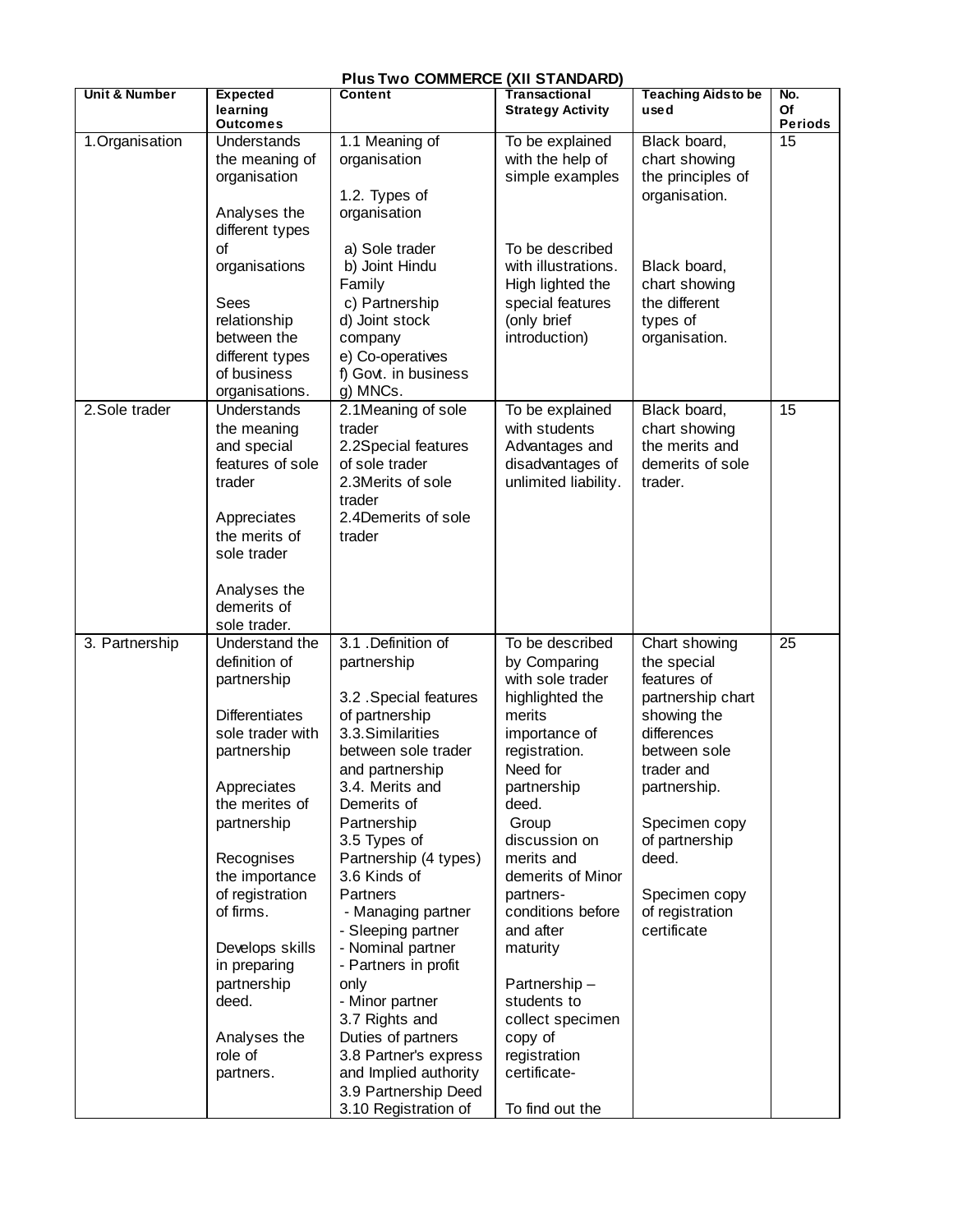# Plus Two COMMERCE (XII STANDARD)

| Unit & Number | Expected learning Outcomes | Content | Transactional Strategy Activity | Teaching Aids to be used | No. Of Periods |
|---|---|---|---|---|---|
| 1.Organisation | Understands the meaning of organisation<br><br>Analyses the different types of organisations<br><br>Sees relationship between the different types of business organisations. | 1.1 Meaning of organisation<br><br>1.2. Types of organisation<br><br>a) Sole trader<br>b) Joint Hindu Family<br>c) Partnership<br>d) Joint stock company<br>e) Co-operatives<br>f) Govt. in business<br>g) MNCs. | To be explained with the help of simple examples<br><br>To be described with illustrations. High lighted the special features (only brief introduction) | Black board, chart showing the principles of organisation.<br><br>Black board, chart showing the different types of organisation. | 15 |
| 2.Sole trader | Understands the meaning and special features of sole trader<br><br>Appreciates the merits of sole trader<br><br>Analyses the demerits of sole trader. | 2.1Meaning of sole trader<br>2.2Special features of sole trader<br>2.3Merits of sole trader<br>2.4Demerits of sole trader | To be explained with students Advantages and disadvantages of unlimited liability. | Black board, chart showing the merits and demerits of sole trader. | 15 |
| 3. Partnership | Understand the definition of partnership<br><br>Differentiates sole trader with partnership<br><br>Appreciates the merites of partnership<br><br>Recognises the importance of registration of firms.<br><br>Develops skills in preparing partnership deed.<br><br>Analyses the role of partners. | 3.1 .Definition of partnership<br><br>3.2 .Special features of partnership<br>3.3.Similarities between sole trader and partnership<br>3.4. Merits and Demerits of Partnership<br>3.5 Types of Partnership (4 types)<br>3.6 Kinds of Partners<br>- Managing partner<br>- Sleeping partner<br>- Nominal partner<br>- Partners in profit only<br>- Minor partner<br>3.7 Rights and Duties of partners<br>3.8 Partner's express and Implied authority<br>3.9 Partnership Deed<br>3.10 Registration of | To be described by Comparing with sole trader highlighted the merits importance of registration. Need for partnership deed.<br>Group discussion on merits and demerits of Minor partners- conditions before and after maturity<br><br>Partnership – students to collect specimen copy of registration certificate-<br><br>To find out the | Chart showing the special features of partnership chart showing the differences between sole trader and partnership.<br><br>Specimen copy of partnership deed.<br><br>Specimen copy of registration certificate | 25 |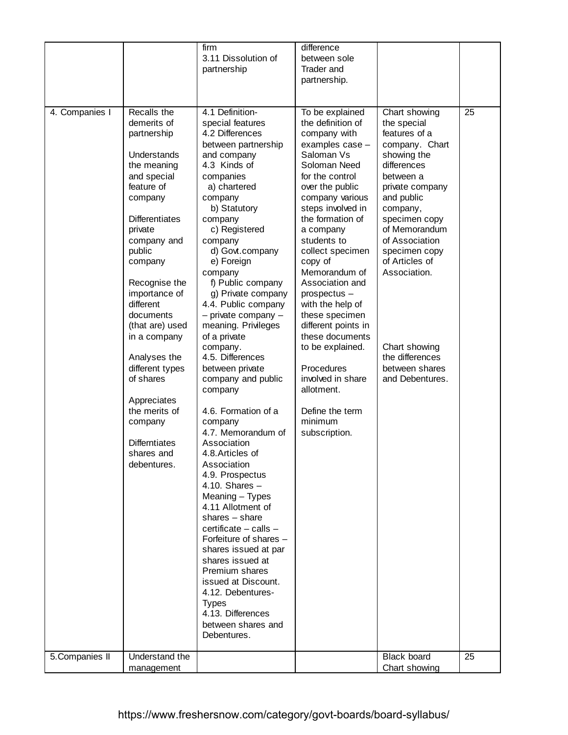| | | | | | |
|---|---|---|---|---|---|
| | | firm<br>3.11 Dissolution of partnership | difference between sole Trader and partnership. | | |
| 4. Companies I | Recalls the demerits of partnership<br><br>Understands the meaning and special feature of company<br><br>Differentiates private company and public company<br><br>Recognise the importance of different documents (that are) used in a company<br><br>Analyses the different types of shares<br><br>Appreciates the merits of company<br><br>Differntiates shares and debentures. | 4.1 Definition- special features<br>4.2 Differences between partnership and company<br>4.3 Kinds of companies<br>a) chartered company<br>b) Statutory company<br>c) Registered company<br>d) Govt.company<br>e) Foreign company<br>f) Public company<br>g) Private company<br>4.4. Public company – private company – meaning. Privileges of a private company.<br>4.5. Differences between private company and public company<br><br>4.6. Formation of a company<br>4.7. Memorandum of Association<br>4.8.Articles of Association<br>4.9. Prospectus<br>4.10. Shares – Meaning – Types<br>4.11 Allotment of shares – share certificate – calls – Forfeiture of shares – shares issued at par shares issued at Premium shares issued at Discount.<br>4.12. Debentures- Types<br>4.13. Differences between shares and Debentures. | To be explained the definition of company with examples case – Saloman Vs Soloman Need for the control over the public company various steps involved in the formation of a company students to collect specimen copy of Memorandum of Association and prospectus – with the help of these specimen different points in these documents to be explained.<br><br>Procedures involved in share allotment.<br><br>Define the term minimum subscription. | Chart showing the special features of a company. Chart showing the differences between a private company and public company, specimen copy of Memorandum of Association specimen copy of Articles of Association.<br><br>Chart showing the differences between shares and Debentures. | 25 |
| 5.Companies II | Understand the management | | | Black board Chart showing | 25 |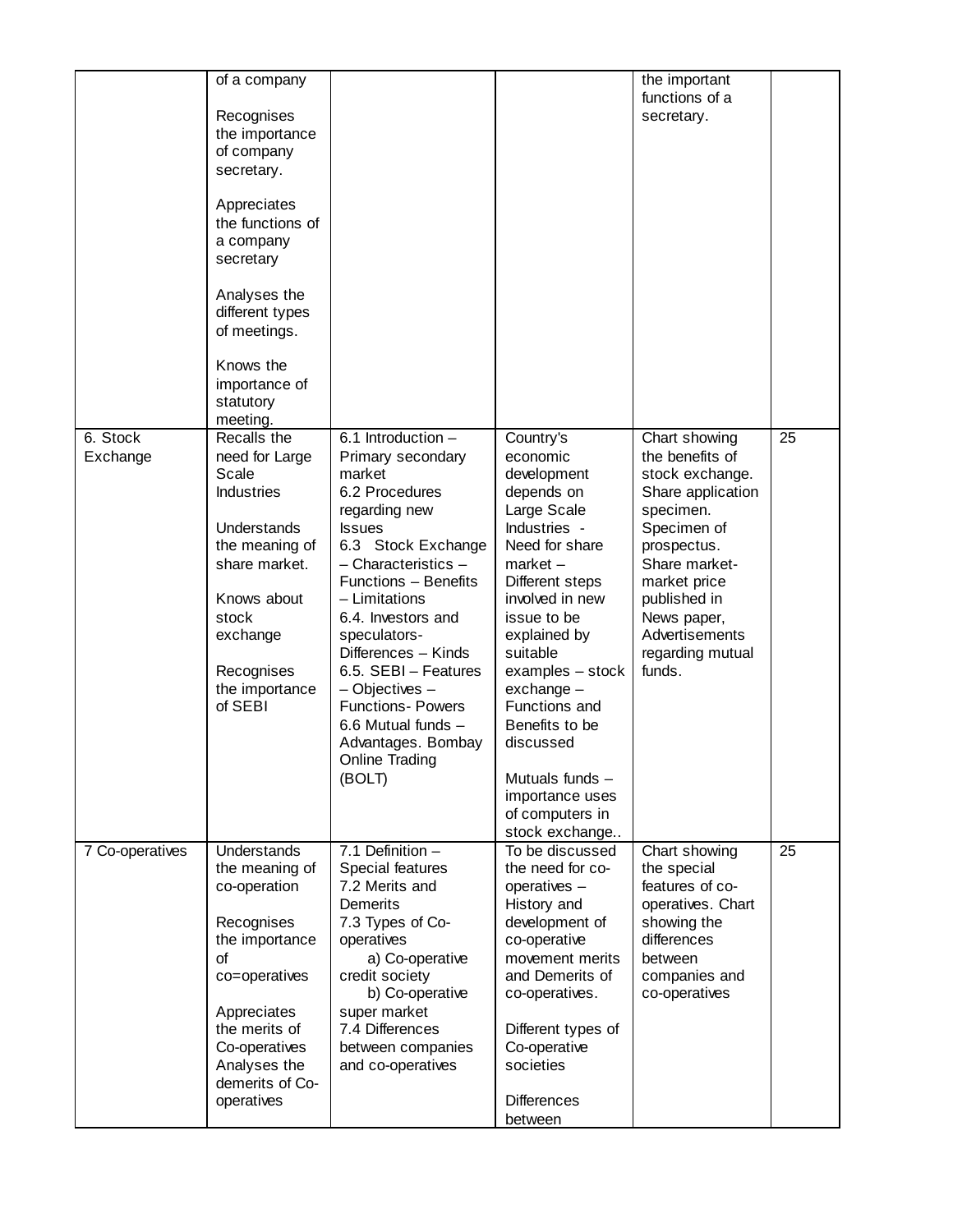| | | | | | |
|---|---|---|---|---|---|
| | of a company<br><br>Recognises the importance of company secretary.<br><br>Appreciates the functions of a company secretary<br><br>Analyses the different types of meetings.<br><br>Knows the importance of statutory meeting. | | | the important functions of a secretary. | |
| 6. Stock Exchange | Recalls the need for Large Scale Industries<br><br>Understands the meaning of share market.<br><br>Knows about stock exchange<br><br>Recognises the importance of SEBI | 6.1 Introduction – Primary secondary market<br>6.2 Procedures regarding new Issues<br>6.3 Stock Exchange – Characteristics – Functions – Benefits – Limitations<br>6.4. Investors and speculators- Differences – Kinds<br>6.5. SEBI – Features – Objectives – Functions- Powers<br>6.6 Mutual funds – Advantages. Bombay Online Trading (BOLT) | Country's economic development depends on Large Scale Industries - Need for share market – Different steps involved in new issue to be explained by suitable examples – stock exchange – Functions and Benefits to be discussed<br><br>Mutuals funds – importance uses of computers in stock exchange.. | Chart showing the benefits of stock exchange. Share application specimen. Specimen of prospectus. Share market- market price published in News paper, Advertisements regarding mutual funds. | 25 |
| 7 Co-operatives | Understands the meaning of co-operation<br><br>Recognises the importance of co=operatives<br><br>Appreciates the merits of Co-operatives Analyses the demerits of Co-operatives | 7.1 Definition – Special features<br>7.2 Merits and Demerits<br>7.3 Types of Co-operatives<br>a) Co-operative credit society<br>b) Co-operative super market<br>7.4 Differences between companies and co-operatives | To be discussed the need for co-operatives – History and development of co-operative movement merits and Demerits of co-operatives.<br><br>Different types of Co-operative societies<br><br>Differences between | Chart showing the special features of co-operatives. Chart showing the differences between companies and co-operatives | 25 |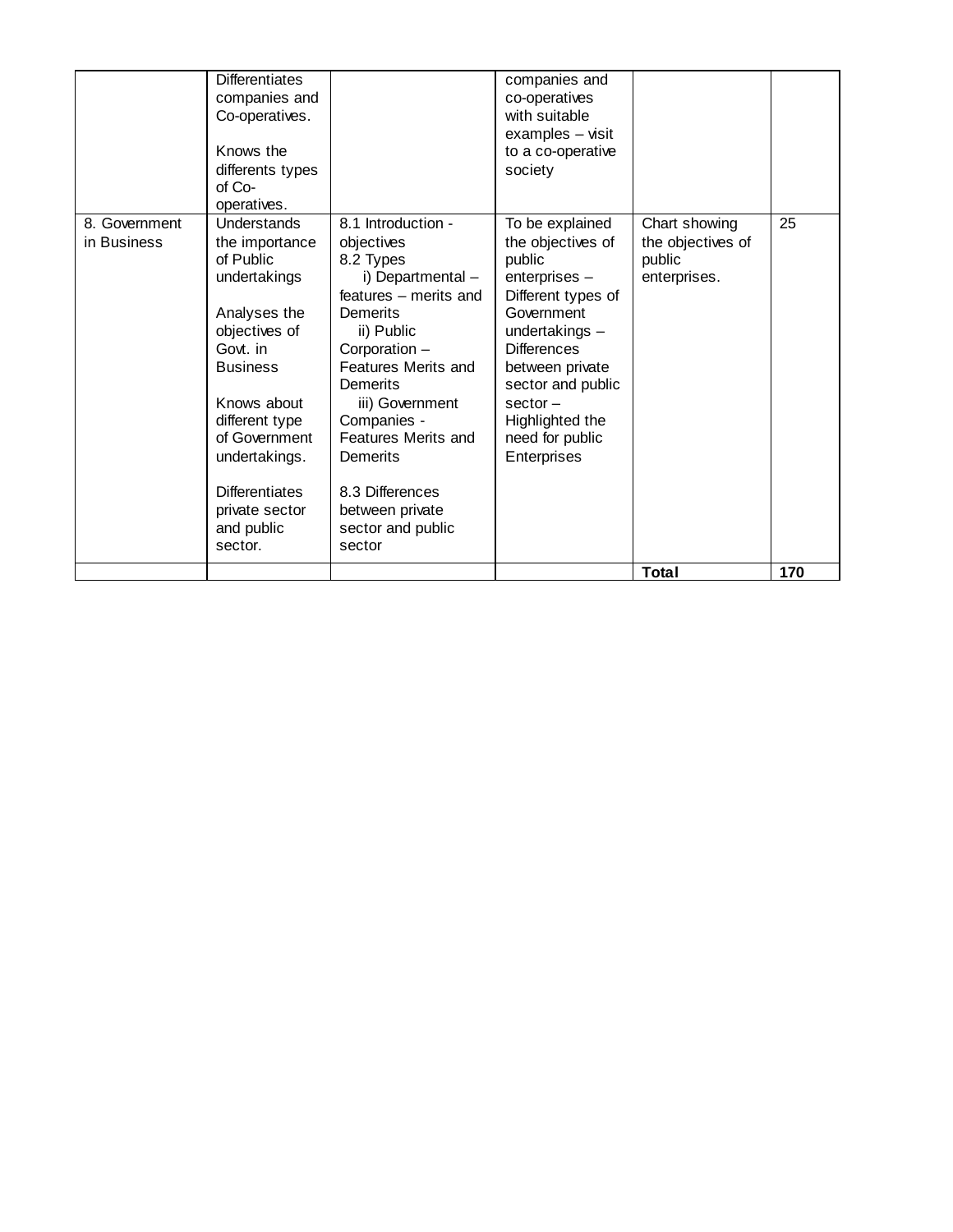| | | | | | |
|---|---|---|---|---|---|
| | Differentiates companies and Co-operatives.<br><br>Knows the differents types of Co-operatives. | | companies and co-operatives with suitable examples – visit to a co-operative society | | |
| 8. Government in Business | Understands the importance of Public undertakings<br><br>Analyses the objectives of Govt. in Business<br><br>Knows about different type of Government undertakings.<br><br>Differentiates private sector and public sector. | 8.1 Introduction - objectives<br>8.2 Types<br>i) Departmental – features – merits and Demerits<br>ii) Public Corporation – Features Merits and Demerits<br>iii) Government Companies - Features Merits and Demerits<br><br>8.3 Differences between private sector and public sector | To be explained the objectives of public enterprises – Different types of Government undertakings – Differences between private sector and public sector – Highlighted the need for public Enterprises | Chart showing the objectives of public enterprises. | 25 |
| | | | | **Total** | **170** |